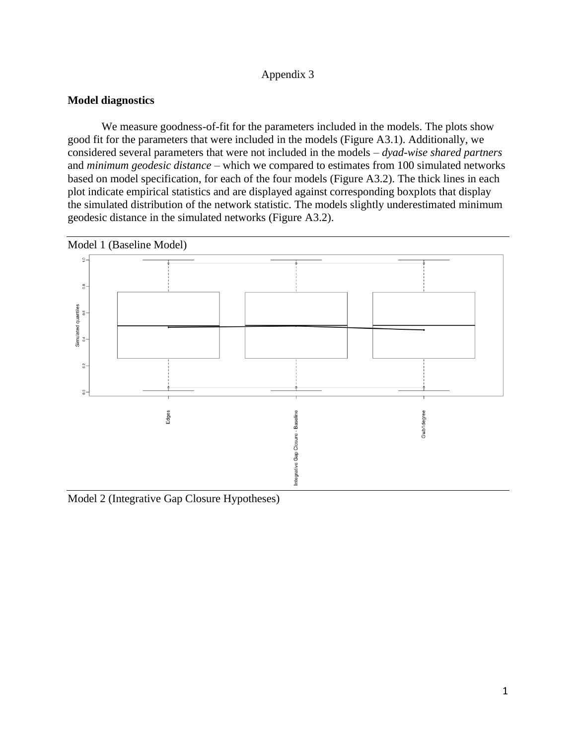Appendix 3

**Model diagnostics**

We measure goodness-of-fit for the parameters included in the models. The plots show good fit for the parameters that were included in the models (Figure A3.1). Additionally, we considered several parameters that were not included in the models – *dyad-wise shared partners* and *minimum geodesic distance* – which we compared to estimates from 100 simulated networks based on model specification, for each of the four models (Figure A3.2). The thick lines in each plot indicate empirical statistics and are displayed against corresponding boxplots that display the simulated distribution of the network statistic. The models slightly underestimated minimum geodesic distance in the simulated networks (Figure A3.2).

Model 1 (Baseline Model)

Model 2 (Integrative Gap Closure Hypotheses)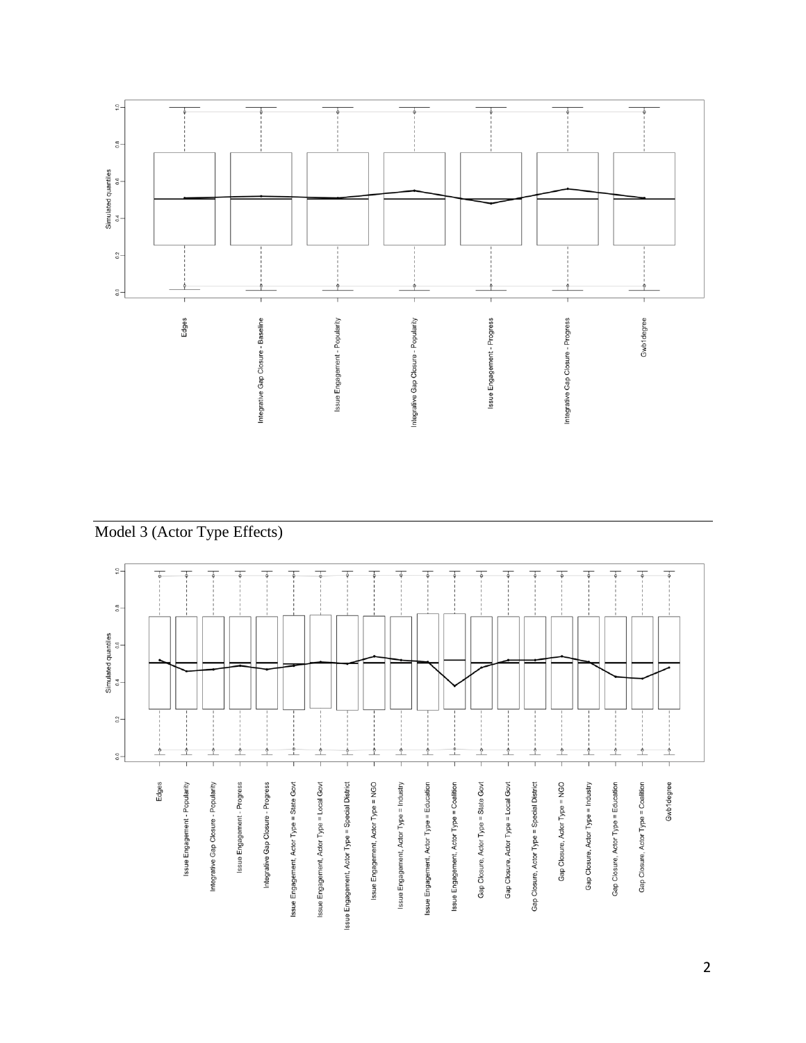Model 3 (Actor Type Effects)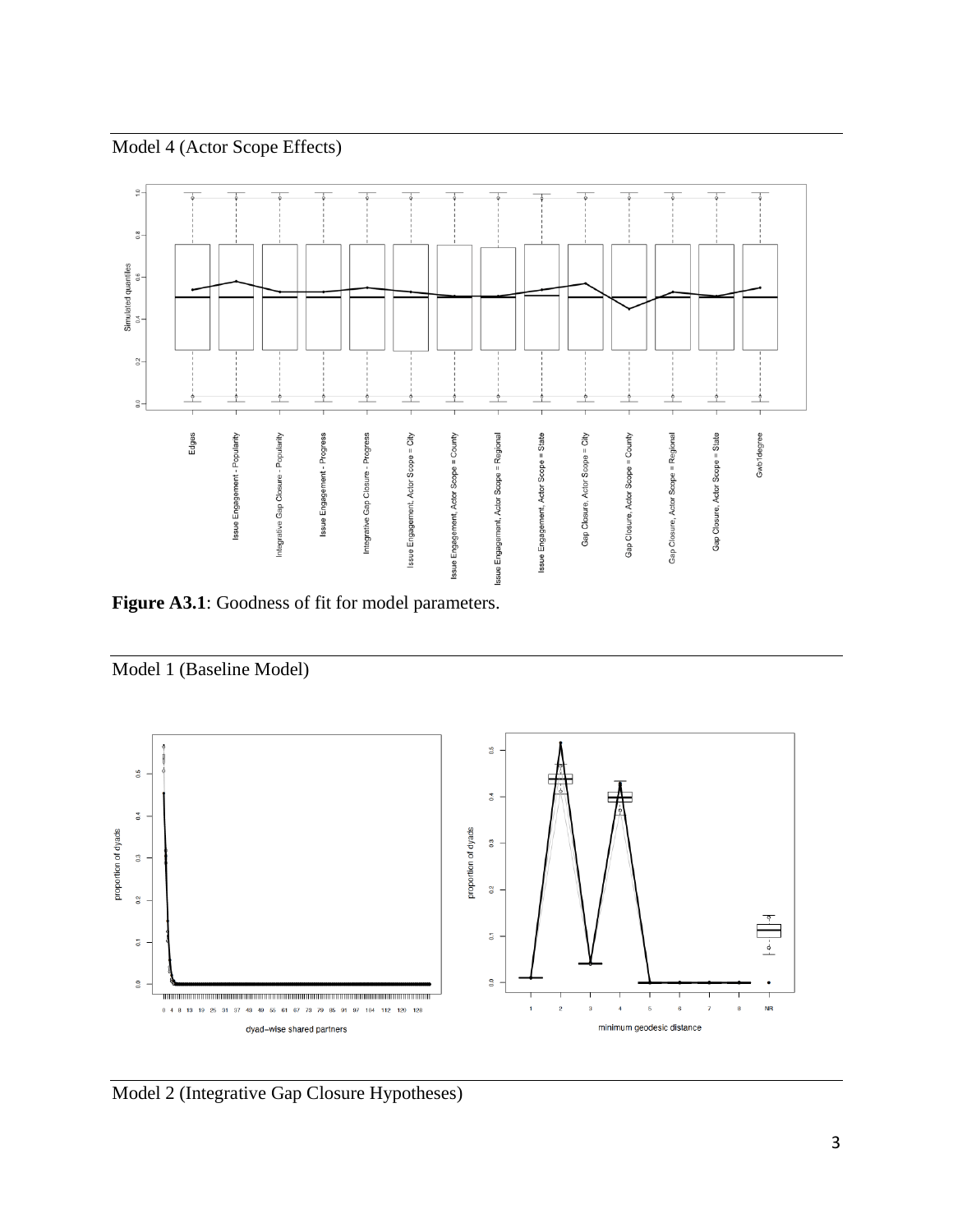Model 4 (Actor Scope Effects)

**Figure A3.1**: Goodness of fit for model parameters.

Model 1 (Baseline Model)

Model 2 (Integrative Gap Closure Hypotheses)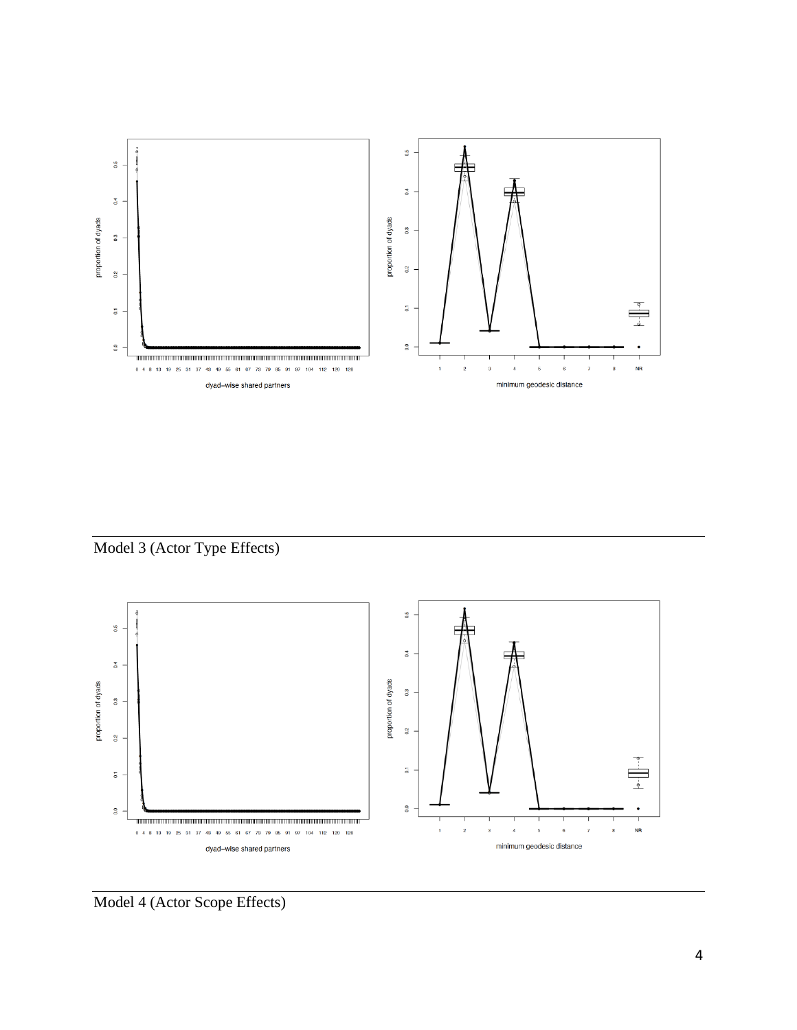Model 3 (Actor Type Effects)

Model 4 (Actor Scope Effects)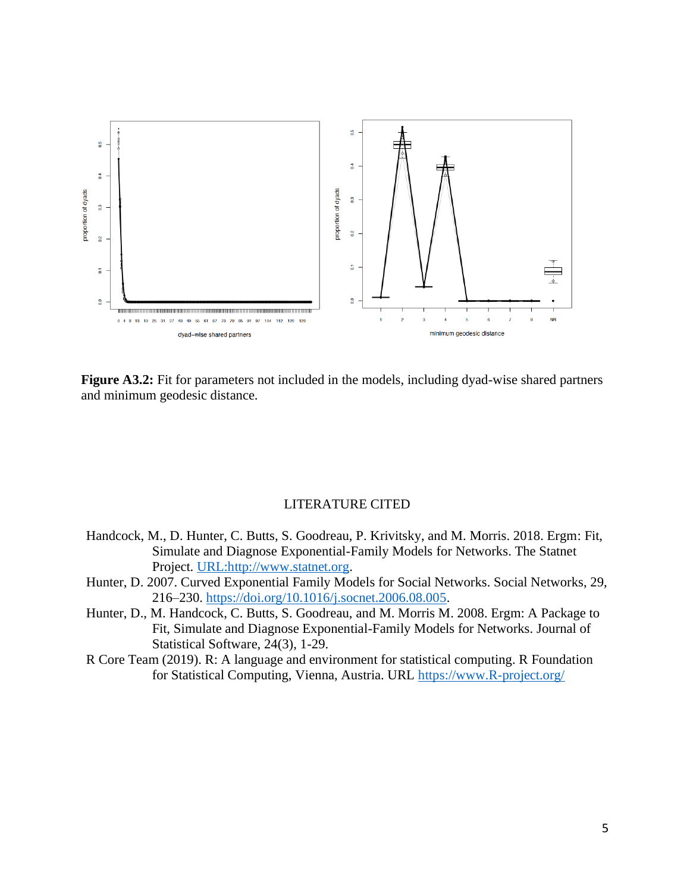proportion of dyads

0.0 0.1 0.2 0.3 0.4 0.5

0 4 8 13 19 25 31 37 43 49 55 61 67 73 79 85 91 97 104 112 120 128

dyad−wise shared partners

proportion of dyads

0.0 0.1 0.2 0.3 0.4 0.5

1 2 3 4 5 6 7 8 NR

minimum geodesic distance

**Figure A3.2:** Fit for parameters not included in the models, including dyad-wise shared partners and minimum geodesic distance.

## LITERATURE CITED

Handcock, M., D. Hunter, C. Butts, S. Goodreau, P. Krivitsky, and M. Morris. 2018. Ergm: Fit, Simulate and Diagnose Exponential-Family Models for Networks. The Statnet Project. URL:http://www.statnet.org.

Hunter, D. 2007. Curved Exponential Family Models for Social Networks. Social Networks, 29, 216–230. https://doi.org/10.1016/j.socnet.2006.08.005.

Hunter, D., M. Handcock, C. Butts, S. Goodreau, and M. Morris M. 2008. Ergm: A Package to Fit, Simulate and Diagnose Exponential-Family Models for Networks. Journal of Statistical Software, 24(3), 1-29.

R Core Team (2019). R: A language and environment for statistical computing. R Foundation for Statistical Computing, Vienna, Austria. URL https://www.R-project.org/